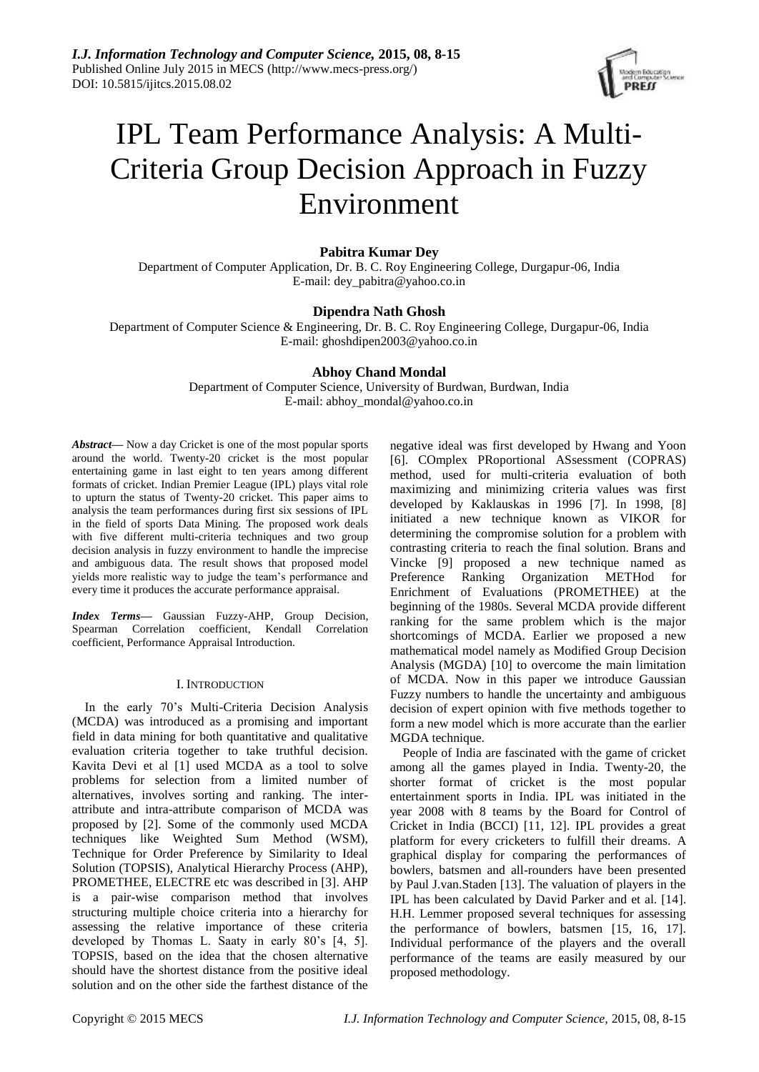# IPL Team Performance Analysis: A Multi-Criteria Group Decision Approach in Fuzzy Environment

**Pabitra Kumar Dey**
Department of Computer Application, Dr. B. C. Roy Engineering College, Durgapur-06, India
E-mail: dey_pabitra@yahoo.co.in

**Dipendra Nath Ghosh**
Department of Computer Science & Engineering, Dr. B. C. Roy Engineering College, Durgapur-06, India
E-mail: ghoshdipen2003@yahoo.co.in

**Abhoy Chand Mondal**
Department of Computer Science, University of Burdwan, Burdwan, India
E-mail: abhoy_mondal@yahoo.co.in

***Abstract***— Now a day Cricket is one of the most popular sports around the world. Twenty-20 cricket is the most popular entertaining game in last eight to ten years among different formats of cricket. Indian Premier League (IPL) plays vital role to upturn the status of Twenty-20 cricket. This paper aims to analysis the team performances during first six sessions of IPL in the field of sports Data Mining. The proposed work deals with five different multi-criteria techniques and two group decision analysis in fuzzy environment to handle the imprecise and ambiguous data. The result shows that proposed model yields more realistic way to judge the team's performance and every time it produces the accurate performance appraisal.

***Index Terms***— Gaussian Fuzzy-AHP, Group Decision, Spearman Correlation coefficient, Kendall Correlation coefficient, Performance Appraisal Introduction.

## I. Introduction

In the early 70's Multi-Criteria Decision Analysis (MCDA) was introduced as a promising and important field in data mining for both quantitative and qualitative evaluation criteria together to take truthful decision. Kavita Devi et al [1] used MCDA as a tool to solve problems for selection from a limited number of alternatives, involves sorting and ranking. The inter-attribute and intra-attribute comparison of MCDA was proposed by [2]. Some of the commonly used MCDA techniques like Weighted Sum Method (WSM), Technique for Order Preference by Similarity to Ideal Solution (TOPSIS), Analytical Hierarchy Process (AHP), PROMETHEE, ELECTRE etc was described in [3]. AHP is a pair-wise comparison method that involves structuring multiple choice criteria into a hierarchy for assessing the relative importance of these criteria developed by Thomas L. Saaty in early 80's [4, 5]. TOPSIS, based on the idea that the chosen alternative should have the shortest distance from the positive ideal solution and on the other side the farthest distance of the negative ideal was first developed by Hwang and Yoon [6]. COmplex PRoportional ASsessment (COPRAS) method, used for multi-criteria evaluation of both maximizing and minimizing criteria values was first developed by Kaklauskas in 1996 [7]. In 1998, [8] initiated a new technique known as VIKOR for determining the compromise solution for a problem with contrasting criteria to reach the final solution. Brans and Vincke [9] proposed a new technique named as Preference Ranking Organization METHod for Enrichment of Evaluations (PROMETHEE) at the beginning of the 1980s. Several MCDA provide different ranking for the same problem which is the major shortcomings of MCDA. Earlier we proposed a new mathematical model namely as Modified Group Decision Analysis (MGDA) [10] to overcome the main limitation of MCDA. Now in this paper we introduce Gaussian Fuzzy numbers to handle the uncertainty and ambiguous decision of expert opinion with five methods together to form a new model which is more accurate than the earlier MGDA technique.

People of India are fascinated with the game of cricket among all the games played in India. Twenty-20, the shorter format of cricket is the most popular entertainment sports in India. IPL was initiated in the year 2008 with 8 teams by the Board for Control of Cricket in India (BCCI) [11, 12]. IPL provides a great platform for every cricketers to fulfill their dreams. A graphical display for comparing the performances of bowlers, batsmen and all-rounders have been presented by Paul J.van.Staden [13]. The valuation of players in the IPL has been calculated by David Parker and et al. [14]. H.H. Lemmer proposed several techniques for assessing the performance of bowlers, batsmen [15, 16, 17]. Individual performance of the players and the overall performance of the teams are easily measured by our proposed methodology.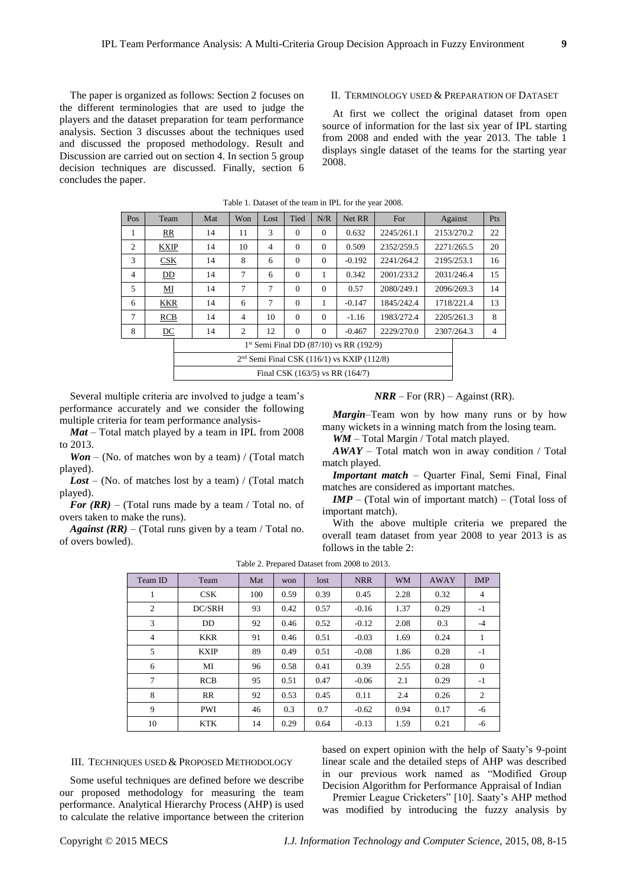The paper is organized as follows: Section 2 focuses on the different terminologies that are used to judge the players and the dataset preparation for team performance analysis. Section 3 discusses about the techniques used and discussed the proposed methodology. Result and Discussion are carried out on section 4. In section 5 group decision techniques are discussed. Finally, section 6 concludes the paper.

## II. Terminology Used & Preparation of Dataset

At first we collect the original dataset from open source of information for the last six year of IPL starting from 2008 and ended with the year 2013. The table 1 displays single dataset of the teams for the starting year 2008.

Table 1. Dataset of the team in IPL for the year 2008.

| Pos | Team | Mat | Won | Lost | Tied | N/R | Net RR | For | Against | Pts |
|---|---|---|---|---|---|---|---|---|---|---|
| 1 | RR | 14 | 11 | 3 | 0 | 0 | 0.632 | 2245/261.1 | 2153/270.2 | 22 |
| 2 | KXIP | 14 | 10 | 4 | 0 | 0 | 0.509 | 2352/259.5 | 2271/265.5 | 20 |
| 3 | CSK | 14 | 8 | 6 | 0 | 0 | -0.192 | 2241/264.2 | 2195/253.1 | 16 |
| 4 | DD | 14 | 7 | 6 | 0 | 1 | 0.342 | 2001/233.2 | 2031/246.4 | 15 |
| 5 | MI | 14 | 7 | 7 | 0 | 0 | 0.57 | 2080/249.1 | 2096/269.3 | 14 |
| 6 | KKR | 14 | 6 | 7 | 0 | 1 | -0.147 | 1845/242.4 | 1718/221.4 | 13 |
| 7 | RCB | 14 | 4 | 10 | 0 | 0 | -1.16 | 1983/272.4 | 2205/261.3 | 8 |
| 8 | DC | 14 | 2 | 12 | 0 | 0 | -0.467 | 2229/270.0 | 2307/264.3 | 4 |
| | 1st Semi Final DD (87/10) vs RR (192/9) | | | | | | | | | |
| | 2nd Semi Final CSK (116/1) vs KXIP (112/8) | | | | | | | | | |
| | Final CSK (163/5) vs RR (164/7) | | | | | | | | | |

Several multiple criteria are involved to judge a team's performance accurately and we consider the following multiple criteria for team performance analysis-

***Mat*** – Total match played by a team in IPL from 2008 to 2013.

***Won*** – (No. of matches won by a team) / (Total match played).

***Lost*** – (No. of matches lost by a team) / (Total match played).

***For (RR)*** – (Total runs made by a team / Total no. of overs taken to make the runs).

***Against (RR)*** – (Total runs given by a team / Total no. of overs bowled).

***NRR*** – For (RR) – Against (RR).

***Margin***–Team won by how many runs or by how many wickets in a winning match from the losing team.

***WM*** – Total Margin / Total match played.

***AWAY*** – Total match won in away condition / Total match played.

***Important match*** – Quarter Final, Semi Final, Final matches are considered as important matches.

***IMP*** – (Total win of important match) – (Total loss of important match).

With the above multiple criteria we prepared the overall team dataset from year 2008 to year 2013 is as follows in the table 2:

Table 2. Prepared Dataset from 2008 to 2013.

| Team ID | Team | Mat | won | lost | NRR | WM | AWAY | IMP |
|---|---|---|---|---|---|---|---|---|
| 1 | CSK | 100 | 0.59 | 0.39 | 0.45 | 2.28 | 0.32 | 4 |
| 2 | DC/SRH | 93 | 0.42 | 0.57 | -0.16 | 1.37 | 0.29 | -1 |
| 3 | DD | 92 | 0.46 | 0.52 | -0.12 | 2.08 | 0.3 | -4 |
| 4 | KKR | 91 | 0.46 | 0.51 | -0.03 | 1.69 | 0.24 | 1 |
| 5 | KXIP | 89 | 0.49 | 0.51 | -0.08 | 1.86 | 0.28 | -1 |
| 6 | MI | 96 | 0.58 | 0.41 | 0.39 | 2.55 | 0.28 | 0 |
| 7 | RCB | 95 | 0.51 | 0.47 | -0.06 | 2.1 | 0.29 | -1 |
| 8 | RR | 92 | 0.53 | 0.45 | 0.11 | 2.4 | 0.26 | 2 |
| 9 | PWI | 46 | 0.3 | 0.7 | -0.62 | 0.94 | 0.17 | -6 |
| 10 | KTK | 14 | 0.29 | 0.64 | -0.13 | 1.59 | 0.21 | -6 |

## III. Techniques Used & Proposed Methodology

Some useful techniques are defined before we describe our proposed methodology for measuring the team performance. Analytical Hierarchy Process (AHP) is used to calculate the relative importance between the criterion based on expert opinion with the help of Saaty's 9-point linear scale and the detailed steps of AHP was described in our previous work named as "Modified Group Decision Algorithm for Performance Appraisal of Indian Premier League Cricketers" [10]. Saaty's AHP method was modified by introducing the fuzzy analysis by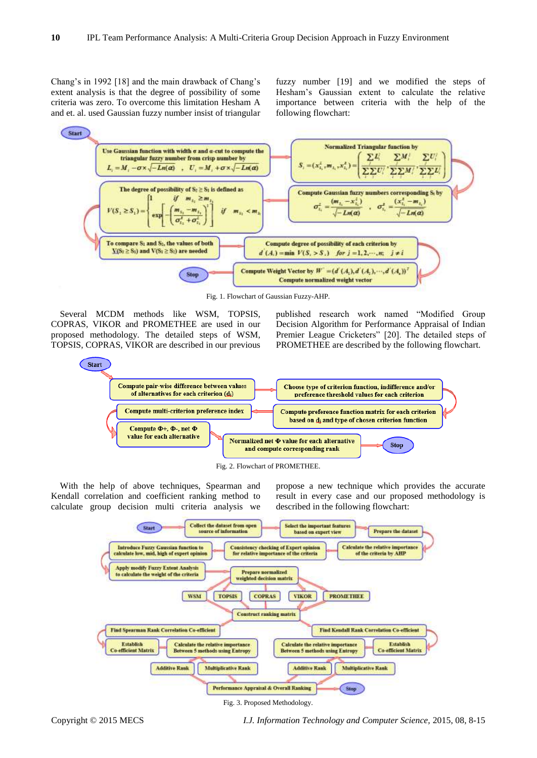Chang's in 1992 [18] and the main drawback of Chang's extent analysis is that the degree of possibility of some criteria was zero. To overcome this limitation Hesham A and et. al. used Gaussian fuzzy number insist of triangular fuzzy number [19] and we modified the steps of Hesham's Gaussian extent to calculate the relative importance between criteria with the help of the following flowchart:

Fig. 1. Flowchart of Gaussian Fuzzy-AHP.

Several MCDM methods like WSM, TOPSIS, COPRAS, VIKOR and PROMETHEE are used in our proposed methodology. The detailed steps of WSM, TOPSIS, COPRAS, VIKOR are described in our previous published research work named "Modified Group Decision Algorithm for Performance Appraisal of Indian Premier League Cricketers" [20]. The detailed steps of PROMETHEE are described by the following flowchart.

Fig. 2. Flowchart of PROMETHEE.

With the help of above techniques, Spearman and Kendall correlation and coefficient ranking method to calculate group decision multi criteria analysis we propose a new technique which provides the accurate result in every case and our proposed methodology is described in the following flowchart:

Fig. 3. Proposed Methodology.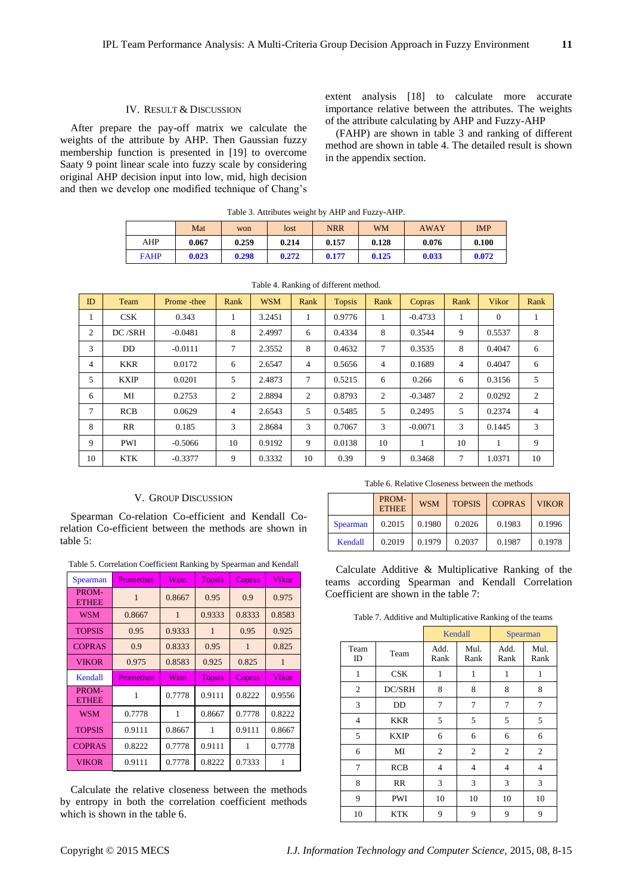## IV. Result & Discussion

After prepare the pay-off matrix we calculate the weights of the attribute by AHP. Then Gaussian fuzzy membership function is presented in [19] to overcome Saaty 9 point linear scale into fuzzy scale by considering original AHP decision input into low, mid, high decision and then we develop one modified technique of Chang's extent analysis [18] to calculate more accurate importance relative between the attributes. The weights of the attribute calculating by AHP and Fuzzy-AHP

(FAHP) are shown in table 3 and ranking of different method are shown in table 4. The detailed result is shown in the appendix section.

Table 3. Attributes weight by AHP and Fuzzy-AHP.

| | Mat | won | lost | NRR | WM | AWAY | IMP |
|---|---|---|---|---|---|---|---|
| AHP | **0.067** | **0.259** | **0.214** | **0.157** | **0.128** | **0.076** | **0.100** |
| FAHP | **0.023** | **0.298** | **0.272** | **0.177** | **0.125** | **0.033** | **0.072** |

Table 4. Ranking of different method.

| ID | Team | Prome -thee | Rank | WSM | Rank | Topsis | Rank | Copras | Rank | Vikor | Rank |
|---|---|---|---|---|---|---|---|---|---|---|---|
| 1 | CSK | 0.343 | 1 | 3.2451 | 1 | 0.9776 | 1 | -0.4733 | 1 | 0 | 1 |
| 2 | DC /SRH | -0.0481 | 8 | 2.4997 | 6 | 0.4334 | 8 | 0.3544 | 9 | 0.5537 | 8 |
| 3 | DD | -0.0111 | 7 | 2.3552 | 8 | 0.4632 | 7 | 0.3535 | 8 | 0.4047 | 6 |
| 4 | KKR | 0.0172 | 6 | 2.6547 | 4 | 0.5656 | 4 | 0.1689 | 4 | 0.4047 | 6 |
| 5 | KXIP | 0.0201 | 5 | 2.4873 | 7 | 0.5215 | 6 | 0.266 | 6 | 0.3156 | 5 |
| 6 | MI | 0.2753 | 2 | 2.8894 | 2 | 0.8793 | 2 | -0.3487 | 2 | 0.0292 | 2 |
| 7 | RCB | 0.0629 | 4 | 2.6543 | 5 | 0.5485 | 5 | 0.2495 | 5 | 0.2374 | 4 |
| 8 | RR | 0.185 | 3 | 2.8684 | 3 | 0.7067 | 3 | -0.0071 | 3 | 0.1445 | 3 |
| 9 | PWI | -0.5066 | 10 | 0.9192 | 9 | 0.0138 | 10 | 1 | 10 | 1 | 9 |
| 10 | KTK | -0.3377 | 9 | 0.3332 | 10 | 0.39 | 9 | 0.3468 | 7 | 1.0371 | 10 |

## V. Group Discussion

Spearman Co-relation Co-efficient and Kendall Co-relation Co-efficient between the methods are shown in table 5:

Table 5. Correlation Coefficient Ranking by Spearman and Kendall

| Spearman | Promethee | Wsm | Topsis | Copras | Vikor |
|---|---|---|---|---|---|
| PROM-ETHEE | 1 | 0.8667 | 0.95 | 0.9 | 0.975 |
| WSM | 0.8667 | 1 | 0.9333 | 0.8333 | 0.8583 |
| TOPSIS | 0.95 | 0.9333 | 1 | 0.95 | 0.925 |
| COPRAS | 0.9 | 0.8333 | 0.95 | 1 | 0.825 |
| VIKOR | 0.975 | 0.8583 | 0.925 | 0.825 | 1 |
| **Kendall** | **Promethee** | **Wsm** | **Topsis** | **Copras** | **Vikor** |
| PROM-ETHEE | 1 | 0.7778 | 0.9111 | 0.8222 | 0.9556 |
| WSM | 0.7778 | 1 | 0.8667 | 0.7778 | 0.8222 |
| TOPSIS | 0.9111 | 0.8667 | 1 | 0.9111 | 0.8667 |
| COPRAS | 0.8222 | 0.7778 | 0.9111 | 1 | 0.7778 |
| VIKOR | 0.9111 | 0.7778 | 0.8222 | 0.7333 | 1 |

Calculate the relative closeness between the methods by entropy in both the correlation coefficient methods which is shown in the table 6.

Table 6. Relative Closeness between the methods

| | PROM-ETHEE | WSM | TOPSIS | COPRAS | VIKOR |
|---|---|---|---|---|---|
| Spearman | 0.2015 | 0.1980 | 0.2026 | 0.1983 | 0.1996 |
| Kendall | 0.2019 | 0.1979 | 0.2037 | 0.1987 | 0.1978 |

Calculate Additive & Multiplicative Ranking of the teams according Spearman and Kendall Correlation Coefficient are shown in the table 7:

Table 7. Additive and Multiplicative Ranking of the teams

| | | Kendall | | Spearman | |
|---|---|---|---|---|---|
| Team ID | Team | Add. Rank | Mul. Rank | Add. Rank | Mul. Rank |
| 1 | CSK | 1 | 1 | 1 | 1 |
| 2 | DC/SRH | 8 | 8 | 8 | 8 |
| 3 | DD | 7 | 7 | 7 | 7 |
| 4 | KKR | 5 | 5 | 5 | 5 |
| 5 | KXIP | 6 | 6 | 6 | 6 |
| 6 | MI | 2 | 2 | 2 | 2 |
| 7 | RCB | 4 | 4 | 4 | 4 |
| 8 | RR | 3 | 3 | 3 | 3 |
| 9 | PWI | 10 | 10 | 10 | 10 |
| 10 | KTK | 9 | 9 | 9 | 9 |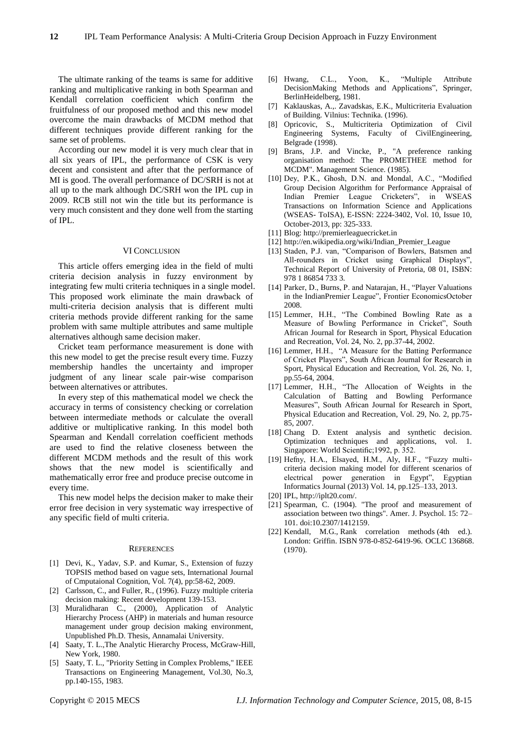The ultimate ranking of the teams is same for additive ranking and multiplicative ranking in both Spearman and Kendall correlation coefficient which confirm the fruitfulness of our proposed method and this new model overcome the main drawbacks of MCDM method that different techniques provide different ranking for the same set of problems.

According our new model it is very much clear that in all six years of IPL, the performance of CSK is very decent and consistent and after that the performance of MI is good. The overall performance of DC/SRH is not at all up to the mark although DC/SRH won the IPL cup in 2009. RCB still not win the title but its performance is very much consistent and they done well from the starting of IPL.

## VI CONCLUSION

This article offers emerging idea in the field of multi criteria decision analysis in fuzzy environment by integrating few multi criteria techniques in a single model. This proposed work eliminate the main drawback of multi-criteria decision analysis that is different multi criteria methods provide different ranking for the same problem with same multiple attributes and same multiple alternatives although same decision maker.

Cricket team performance measurement is done with this new model to get the precise result every time. Fuzzy membership handles the uncertainty and improper judgment of any linear scale pair-wise comparison between alternatives or attributes.

In every step of this mathematical model we check the accuracy in terms of consistency checking or correlation between intermediate methods or calculate the overall additive or multiplicative ranking. In this model both Spearman and Kendall correlation coefficient methods are used to find the relative closeness between the different MCDM methods and the result of this work shows that the new model is scientifically and mathematically error free and produce precise outcome in every time.

This new model helps the decision maker to make their error free decision in very systematic way irrespective of any specific field of multi criteria.

## REFERENCES

[1] Devi, K., Yadav, S.P. and Kumar, S., Extension of fuzzy TOPSIS method based on vague sets, International Journal of Cmputaional Cognition, Vol. 7(4), pp:58-62, 2009.

[2] Carlsson, C., and Fuller, R., (1996). Fuzzy multiple criteria decision making: Recent development 139-153.

[3] Muralidharan C., (2000), Application of Analytic Hierarchy Process (AHP) in materials and human resource management under group decision making environment, Unpublished Ph.D. Thesis, Annamalai University.

[4] Saaty, T. L.,The Analytic Hierarchy Process, McGraw-Hill, New York, 1980.

[5] Saaty, T. L., "Priority Setting in Complex Problems," IEEE Transactions on Engineering Management, Vol.30, No.3, pp.140-155, 1983.

[6] Hwang, C.L., Yoon, K., "Multiple Attribute DecisionMaking Methods and Applications", Springer, BerlinHeidelberg, 1981.

[7] Kaklauskas, A.,. Zavadskas, E.K., Multicriteria Evaluation of Building. Vilnius: Technika. (1996).

[8] Opricovic, S., Multicriteria Optimization of Civil Engineering Systems, Faculty of CivilEngineering, Belgrade (1998).

[9] Brans, J.P. and Vincke, P., "A preference ranking organisation method: The PROMETHEE method for MCDM". Management Science. (1985).

[10] Dey, P.K., Ghosh, D.N. and Mondal, A.C., "Modified Group Decision Algorithm for Performance Appraisal of Indian Premier League Cricketers", in WSEAS Transactions on Information Science and Applications (WSEAS- ToISA), E-ISSN: 2224-3402, Vol. 10, Issue 10, October-2013, pp: 325-333.

[11] Blog: http://premierleaguecricket.in

[12] http://en.wikipedia.org/wiki/Indian_Premier_League

[13] Staden, P.J. van, "Comparison of Bowlers, Batsmen and All-rounders in Cricket using Graphical Displays", Technical Report of University of Pretoria, 08 01, ISBN: 978 1 86854 733 3.

[14] Parker, D., Burns, P. and Natarajan, H., "Player Valuations in the IndianPremier League", Frontier EconomicsOctober 2008.

[15] Lemmer, H.H., "The Combined Bowling Rate as a Measure of Bowling Performance in Cricket", South African Journal for Research in Sport, Physical Education and Recreation, Vol. 24, No. 2, pp.37-44, 2002.

[16] Lemmer, H.H., "A Measure for the Batting Performance of Cricket Players", South African Journal for Research in Sport, Physical Education and Recreation, Vol. 26, No. 1, pp.55-64, 2004.

[17] Lemmer, H.H., "The Allocation of Weights in the Calculation of Batting and Bowling Performance Measures", South African Journal for Research in Sport, Physical Education and Recreation, Vol. 29, No. 2, pp.75-85, 2007.

[18] Chang D. Extent analysis and synthetic decision. Optimization techniques and applications, vol. 1. Singapore: World Scientific;1992, p. 352.

[19] Hefny, H.A., Elsayed, H.M., Aly, H.F., "Fuzzy multi-criteria decision making model for different scenarios of electrical power generation in Egypt", Egyptian Informatics Journal (2013) Vol. 14, pp.125–133, 2013.

[20] IPL, http://iplt20.com/.

[21] Spearman, C. (1904). "The proof and measurement of association between two things". Amer. J. Psychol. 15: 72–101. doi:10.2307/1412159.

[22] Kendall, M.G., Rank correlation methods (4th ed.). London: Griffin. ISBN 978-0-852-6419-96. OCLC 136868. (1970).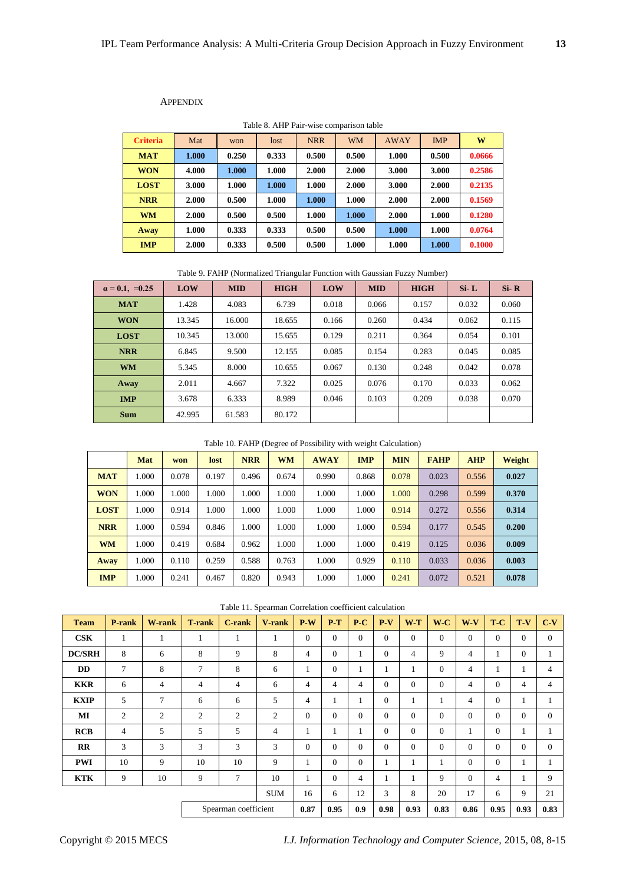## Appendix

Table 8. AHP Pair-wise comparison table

| Criteria | Mat | won | lost | NRR | WM | AWAY | IMP | W |
|---|---|---|---|---|---|---|---|---|
| **MAT** | **1.000** | **0.250** | **0.333** | **0.500** | **0.500** | **1.000** | **0.500** | **0.0666** |
| **WON** | **4.000** | **1.000** | **1.000** | **2.000** | **2.000** | **3.000** | **3.000** | **0.2586** |
| **LOST** | **3.000** | **1.000** | **1.000** | **1.000** | **2.000** | **3.000** | **2.000** | **0.2135** |
| **NRR** | **2.000** | **0.500** | **1.000** | **1.000** | **1.000** | **2.000** | **2.000** | **0.1569** |
| **WM** | **2.000** | **0.500** | **0.500** | **1.000** | **1.000** | **2.000** | **1.000** | **0.1280** |
| **Away** | **1.000** | **0.333** | **0.333** | **0.500** | **0.500** | **1.000** | **1.000** | **0.0764** |
| **IMP** | **2.000** | **0.333** | **0.500** | **0.500** | **1.000** | **1.000** | **1.000** | **0.1000** |

Table 9. FAHP (Normalized Triangular Function with Gaussian Fuzzy Number)

| $\alpha = 0.1$, =0.25 | LOW | MID | HIGH | LOW | MID | HIGH | Si- L | Si- R |
|---|---|---|---|---|---|---|---|---|
| **MAT** | 1.428 | 4.083 | 6.739 | 0.018 | 0.066 | 0.157 | 0.032 | 0.060 |
| **WON** | 13.345 | 16.000 | 18.655 | 0.166 | 0.260 | 0.434 | 0.062 | 0.115 |
| **LOST** | 10.345 | 13.000 | 15.655 | 0.129 | 0.211 | 0.364 | 0.054 | 0.101 |
| **NRR** | 6.845 | 9.500 | 12.155 | 0.085 | 0.154 | 0.283 | 0.045 | 0.085 |
| **WM** | 5.345 | 8.000 | 10.655 | 0.067 | 0.130 | 0.248 | 0.042 | 0.078 |
| **Away** | 2.011 | 4.667 | 7.322 | 0.025 | 0.076 | 0.170 | 0.033 | 0.062 |
| **IMP** | 3.678 | 6.333 | 8.989 | 0.046 | 0.103 | 0.209 | 0.038 | 0.070 |
| **Sum** | 42.995 | 61.583 | 80.172 | | | | | |

Table 10. FAHP (Degree of Possibility with weight Calculation)

| | Mat | won | lost | NRR | WM | AWAY | IMP | MIN | FAHP | AHP | Weight |
|---|---|---|---|---|---|---|---|---|---|---|---|
| **MAT** | 1.000 | 0.078 | 0.197 | 0.496 | 0.674 | 0.990 | 0.868 | 0.078 | 0.023 | 0.556 | **0.027** |
| **WON** | 1.000 | 1.000 | 1.000 | 1.000 | 1.000 | 1.000 | 1.000 | 1.000 | 0.298 | 0.599 | **0.370** |
| **LOST** | 1.000 | 0.914 | 1.000 | 1.000 | 1.000 | 1.000 | 1.000 | 0.914 | 0.272 | 0.556 | **0.314** |
| **NRR** | 1.000 | 0.594 | 0.846 | 1.000 | 1.000 | 1.000 | 1.000 | 0.594 | 0.177 | 0.545 | **0.200** |
| **WM** | 1.000 | 0.419 | 0.684 | 0.962 | 1.000 | 1.000 | 1.000 | 0.419 | 0.125 | 0.036 | **0.009** |
| **Away** | 1.000 | 0.110 | 0.259 | 0.588 | 0.763 | 1.000 | 0.929 | 0.110 | 0.033 | 0.036 | **0.003** |
| **IMP** | 1.000 | 0.241 | 0.467 | 0.820 | 0.943 | 1.000 | 1.000 | 0.241 | 0.072 | 0.521 | **0.078** |

Table 11. Spearman Correlation coefficient calculation

| Team | P-rank | W-rank | T-rank | C-rank | V-rank | P-W | P-T | P-C | P-V | W-T | W-C | W-V | T-C | T-V | C-V |
|---|---|---|---|---|---|---|---|---|---|---|---|---|---|---|---|
| **CSK** | 1 | 1 | 1 | 1 | 1 | 0 | 0 | 0 | 0 | 0 | 0 | 0 | 0 | 0 | 0 |
| **DC/SRH** | 8 | 6 | 8 | 9 | 8 | 4 | 0 | 1 | 0 | 4 | 9 | 4 | 1 | 0 | 1 |
| **DD** | 7 | 8 | 7 | 8 | 6 | 1 | 0 | 1 | 1 | 1 | 0 | 4 | 1 | 1 | 4 |
| **KKR** | 6 | 4 | 4 | 4 | 6 | 4 | 4 | 4 | 0 | 0 | 0 | 4 | 0 | 4 | 4 |
| **KXIP** | 5 | 7 | 6 | 6 | 5 | 4 | 1 | 1 | 0 | 1 | 1 | 4 | 0 | 1 | 1 |
| **MI** | 2 | 2 | 2 | 2 | 2 | 0 | 0 | 0 | 0 | 0 | 0 | 0 | 0 | 0 | 0 |
| **RCB** | 4 | 5 | 5 | 5 | 4 | 1 | 1 | 1 | 0 | 0 | 0 | 1 | 0 | 1 | 1 |
| **RR** | 3 | 3 | 3 | 3 | 3 | 0 | 0 | 0 | 0 | 0 | 0 | 0 | 0 | 0 | 0 |
| **PWI** | 10 | 9 | 10 | 10 | 9 | 1 | 0 | 0 | 1 | 1 | 1 | 0 | 0 | 1 | 1 |
| **KTK** | 9 | 10 | 9 | 7 | 10 | 1 | 0 | 4 | 1 | 1 | 9 | 0 | 4 | 1 | 9 |
| | | | | | SUM | 16 | 6 | 12 | 3 | 8 | 20 | 17 | 6 | 9 | 21 |
| | | | Spearman coefficient | | | **0.87** | **0.95** | **0.9** | **0.98** | **0.93** | **0.83** | **0.86** | **0.95** | **0.93** | **0.83** |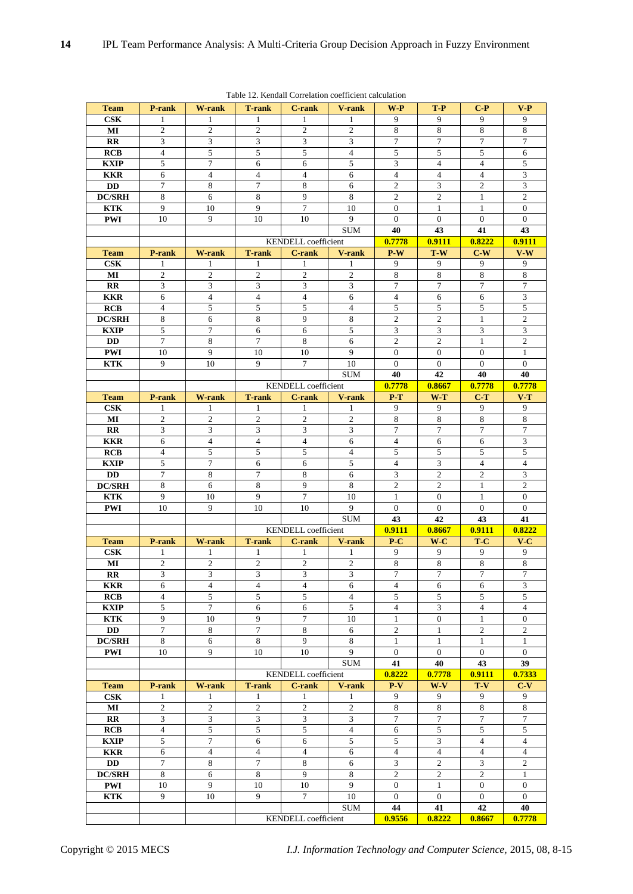Table 12. Kendall Correlation coefficient calculation

| Team | P-rank | W-rank | T-rank | C-rank | V-rank | W-P | T-P | C-P | V-P |
|---|---|---|---|---|---|---|---|---|---|
| CSK | 1 | 1 | 1 | 1 | 1 | 9 | 9 | 9 | 9 |
| MI | 2 | 2 | 2 | 2 | 2 | 8 | 8 | 8 | 8 |
| RR | 3 | 3 | 3 | 3 | 3 | 7 | 7 | 7 | 7 |
| RCB | 4 | 5 | 5 | 5 | 4 | 5 | 5 | 5 | 6 |
| KXIP | 5 | 7 | 6 | 6 | 5 | 3 | 4 | 4 | 5 |
| KKR | 6 | 4 | 4 | 4 | 6 | 4 | 4 | 4 | 3 |
| DD | 7 | 8 | 7 | 8 | 6 | 2 | 3 | 2 | 3 |
| DC/SRH | 8 | 6 | 8 | 9 | 8 | 2 | 2 | 1 | 2 |
| KTK | 9 | 10 | 9 | 7 | 10 | 0 | 1 | 1 | 0 |
| PWI | 10 | 9 | 10 | 10 | 9 | 0 | 0 | 0 | 0 |
| | | | | | SUM | 40 | 43 | 41 | 43 |
| | | | KENDELL coefficient | | | 0.7778 | 0.9111 | 0.8222 | 0.9111 |
| **Team** | **P-rank** | **W-rank** | **T-rank** | **C-rank** | **V-rank** | **P-W** | **T-W** | **C-W** | **V-W** |
| CSK | 1 | 1 | 1 | 1 | 1 | 9 | 9 | 9 | 9 |
| MI | 2 | 2 | 2 | 2 | 2 | 8 | 8 | 8 | 8 |
| RR | 3 | 3 | 3 | 3 | 3 | 7 | 7 | 7 | 7 |
| KKR | 6 | 4 | 4 | 4 | 6 | 4 | 6 | 6 | 3 |
| RCB | 4 | 5 | 5 | 5 | 4 | 5 | 5 | 5 | 5 |
| DC/SRH | 8 | 6 | 8 | 9 | 8 | 2 | 2 | 1 | 2 |
| KXIP | 5 | 7 | 6 | 6 | 5 | 3 | 3 | 3 | 3 |
| DD | 7 | 8 | 7 | 8 | 6 | 2 | 2 | 1 | 2 |
| PWI | 10 | 9 | 10 | 10 | 9 | 0 | 0 | 0 | 1 |
| KTK | 9 | 10 | 9 | 7 | 10 | 0 | 0 | 0 | 0 |
| | | | | | SUM | 40 | 42 | 40 | 40 |
| | | | KENDELL coefficient | | | 0.7778 | 0.8667 | 0.7778 | 0.7778 |
| **Team** | **P-rank** | **W-rank** | **T-rank** | **C-rank** | **V-rank** | **P-T** | **W-T** | **C-T** | **V-T** |
| CSK | 1 | 1 | 1 | 1 | 1 | 9 | 9 | 9 | 9 |
| MI | 2 | 2 | 2 | 2 | 2 | 8 | 8 | 8 | 8 |
| RR | 3 | 3 | 3 | 3 | 3 | 7 | 7 | 7 | 7 |
| KKR | 6 | 4 | 4 | 4 | 6 | 4 | 6 | 6 | 3 |
| RCB | 4 | 5 | 5 | 5 | 4 | 5 | 5 | 5 | 5 |
| KXIP | 5 | 7 | 6 | 6 | 5 | 4 | 3 | 4 | 4 |
| DD | 7 | 8 | 7 | 8 | 6 | 3 | 2 | 2 | 3 |
| DC/SRH | 8 | 6 | 8 | 9 | 8 | 2 | 2 | 1 | 2 |
| KTK | 9 | 10 | 9 | 7 | 10 | 1 | 0 | 1 | 0 |
| PWI | 10 | 9 | 10 | 10 | 9 | 0 | 0 | 0 | 0 |
| | | | | | SUM | 43 | 42 | 43 | 41 |
| | | | KENDELL coefficient | | | 0.9111 | 0.8667 | 0.9111 | 0.8222 |
| **Team** | **P-rank** | **W-rank** | **T-rank** | **C-rank** | **V-rank** | **P-C** | **W-C** | **T-C** | **V-C** |
| CSK | 1 | 1 | 1 | 1 | 1 | 9 | 9 | 9 | 9 |
| MI | 2 | 2 | 2 | 2 | 2 | 8 | 8 | 8 | 8 |
| RR | 3 | 3 | 3 | 3 | 3 | 7 | 7 | 7 | 7 |
| KKR | 6 | 4 | 4 | 4 | 6 | 4 | 6 | 6 | 3 |
| RCB | 4 | 5 | 5 | 5 | 4 | 5 | 5 | 5 | 5 |
| KXIP | 5 | 7 | 6 | 6 | 5 | 4 | 3 | 4 | 4 |
| KTK | 9 | 10 | 9 | 7 | 10 | 1 | 0 | 1 | 0 |
| DD | 7 | 8 | 7 | 8 | 6 | 2 | 1 | 2 | 2 |
| DC/SRH | 8 | 6 | 8 | 9 | 8 | 1 | 1 | 1 | 1 |
| PWI | 10 | 9 | 10 | 10 | 9 | 0 | 0 | 0 | 0 |
| | | | | | SUM | 41 | 40 | 43 | 39 |
| | | | KENDELL coefficient | | | 0.8222 | 0.7778 | 0.9111 | 0.7333 |
| **Team** | **P-rank** | **W-rank** | **T-rank** | **C-rank** | **V-rank** | **P-V** | **W-V** | **T-V** | **C-V** |
| CSK | 1 | 1 | 1 | 1 | 1 | 9 | 9 | 9 | 9 |
| MI | 2 | 2 | 2 | 2 | 2 | 8 | 8 | 8 | 8 |
| RR | 3 | 3 | 3 | 3 | 3 | 7 | 7 | 7 | 7 |
| RCB | 4 | 5 | 5 | 5 | 4 | 6 | 5 | 5 | 5 |
| KXIP | 5 | 7 | 6 | 6 | 5 | 5 | 3 | 4 | 4 |
| KKR | 6 | 4 | 4 | 4 | 6 | 4 | 4 | 4 | 4 |
| DD | 7 | 8 | 7 | 8 | 6 | 3 | 2 | 3 | 2 |
| DC/SRH | 8 | 6 | 8 | 9 | 8 | 2 | 2 | 2 | 1 |
| PWI | 10 | 9 | 10 | 10 | 9 | 0 | 1 | 0 | 0 |
| KTK | 9 | 10 | 9 | 7 | 10 | 0 | 0 | 0 | 0 |
| | | | | | SUM | 44 | 41 | 42 | 40 |
| | | | KENDELL coefficient | | | 0.9556 | 0.8222 | 0.8667 | 0.7778 |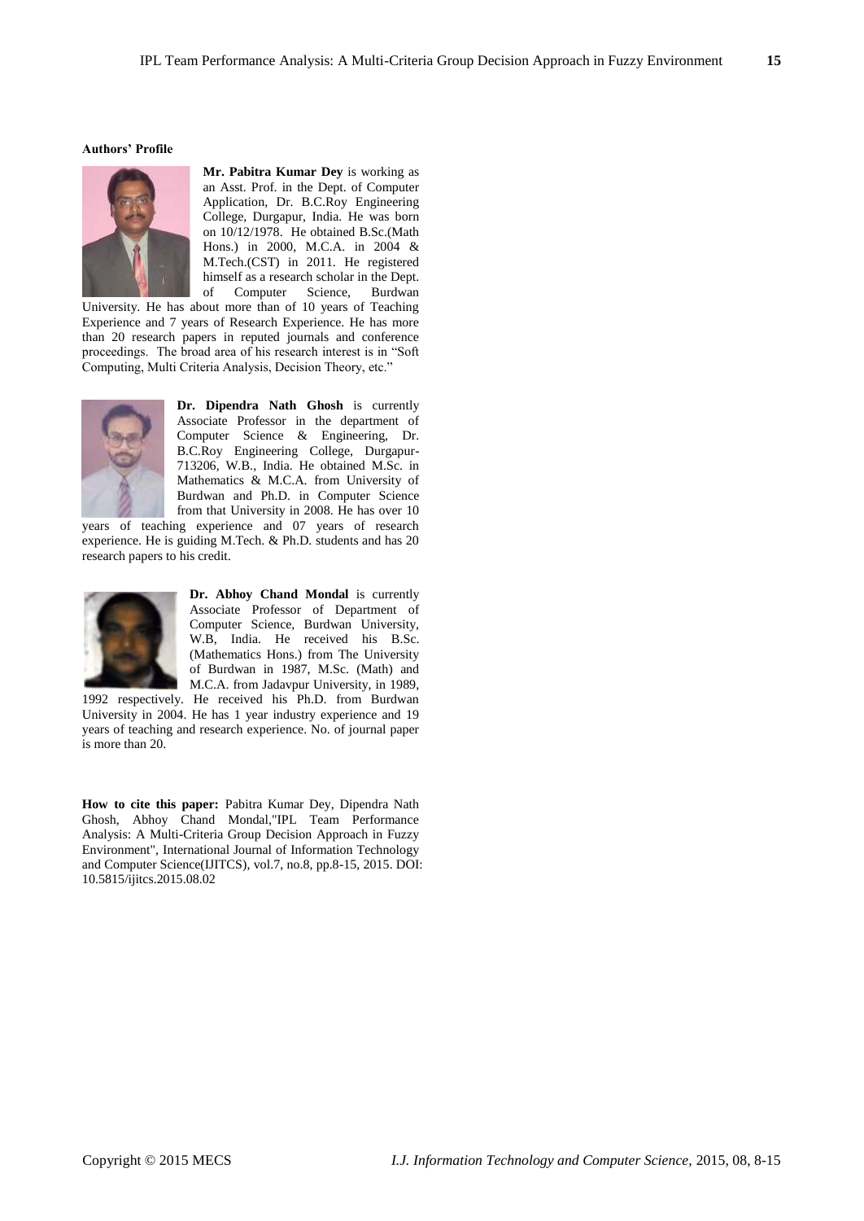**Authors' Profile**

**Mr. Pabitra Kumar Dey** is working as an Asst. Prof. in the Dept. of Computer Application, Dr. B.C.Roy Engineering College, Durgapur, India. He was born on 10/12/1978. He obtained B.Sc.(Math Hons.) in 2000, M.C.A. in 2004 & M.Tech.(CST) in 2011. He registered himself as a research scholar in the Dept. of Computer Science, Burdwan University. He has about more than of 10 years of Teaching Experience and 7 years of Research Experience. He has more than 20 research papers in reputed journals and conference proceedings. The broad area of his research interest is in "Soft Computing, Multi Criteria Analysis, Decision Theory, etc."

**Dr. Dipendra Nath Ghosh** is currently Associate Professor in the department of Computer Science & Engineering, Dr. B.C.Roy Engineering College, Durgapur-713206, W.B., India. He obtained M.Sc. in Mathematics & M.C.A. from University of Burdwan and Ph.D. in Computer Science from that University in 2008. He has over 10 years of teaching experience and 07 years of research experience. He is guiding M.Tech. & Ph.D. students and has 20 research papers to his credit.

**Dr. Abhoy Chand Mondal** is currently Associate Professor of Department of Computer Science, Burdwan University, W.B, India. He received his B.Sc. (Mathematics Hons.) from The University of Burdwan in 1987, M.Sc. (Math) and M.C.A. from Jadavpur University, in 1989, 1992 respectively. He received his Ph.D. from Burdwan University in 2004. He has 1 year industry experience and 19 years of teaching and research experience. No. of journal paper is more than 20.

**How to cite this paper:** Pabitra Kumar Dey, Dipendra Nath Ghosh, Abhoy Chand Mondal,"IPL Team Performance Analysis: A Multi-Criteria Group Decision Approach in Fuzzy Environment", International Journal of Information Technology and Computer Science(IJITCS), vol.7, no.8, pp.8-15, 2015. DOI: 10.5815/ijitcs.2015.08.02